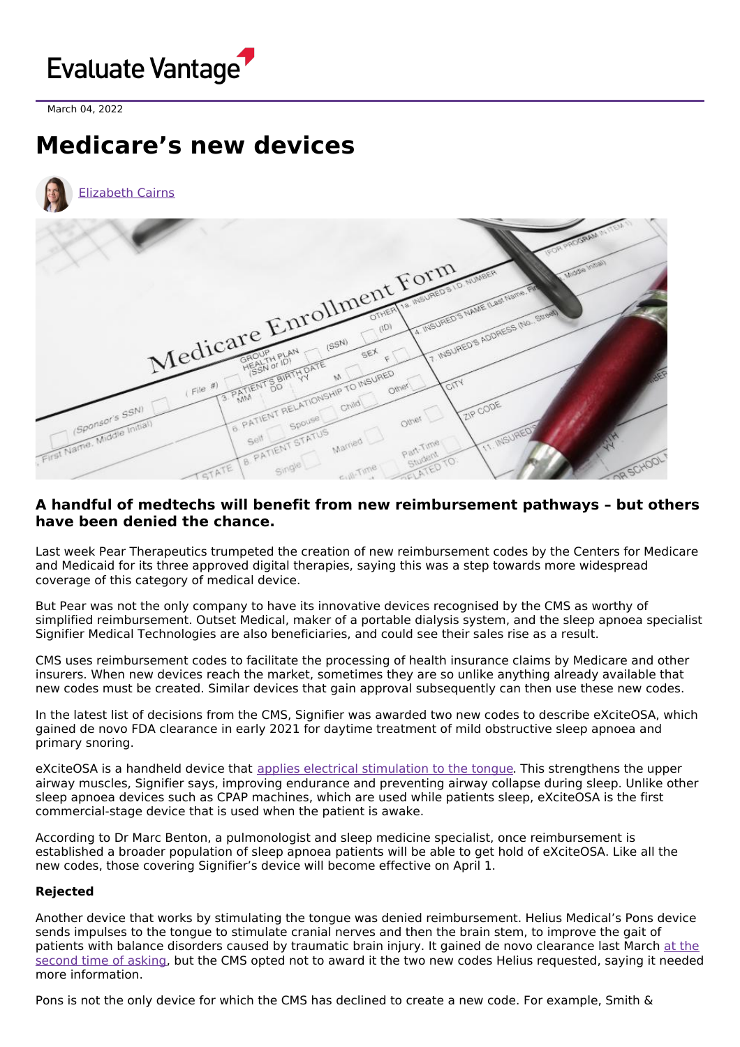Evaluate Vantage

March 04, 2022

# Medicare's new devices

Elizabeth Cairns

### A handful of medtechs will benefit from new reimbursement pathways – but others have been denied the chance.

Last week Pear Therapeutics trumpeted the creation of new reimbursement codes by the Centers for Medicare and Medicaid for its three approved digital therapies, saying this was a step towards more widespread coverage of this category of medical device.

But Pear was not the only company to have its innovative devices recognised by the CMS as worthy of simplified reimbursement. Outset Medical, maker of a portable dialysis system, and the sleep apnoea specialist Signifier Medical Technologies are also beneficiaries, and could see their sales rise as a result.

CMS uses reimbursement codes to facilitate the processing of health insurance claims by Medicare and other insurers. When new devices reach the market, sometimes they are so unlike anything already available that new codes must be created. Similar devices that gain approval subsequently can then use these new codes.

In the latest list of decisions from the CMS, Signifier was awarded two new codes to describe eXciteOSA, which gained de novo FDA clearance in early 2021 for daytime treatment of mild obstructive sleep apnoea and primary snoring.

eXciteOSA is a handheld device that applies electrical stimulation to the tongue. This strengthens the upper airway muscles, Signifier says, improving endurance and preventing airway collapse during sleep. Unlike other sleep apnoea devices such as CPAP machines, which are used while patients sleep, eXciteOSA is the first commercial-stage device that is used when the patient is awake.

According to Dr Marc Benton, a pulmonologist and sleep medicine specialist, once reimbursement is established a broader population of sleep apnoea patients will be able to get hold of eXciteOSA. Like all the new codes, those covering Signifier's device will become effective on April 1.

**Rejected**

Another device that works by stimulating the tongue was denied reimbursement. Helius Medical's Pons device sends impulses to the tongue to stimulate cranial nerves and then the brain stem, to improve the gait of patients with balance disorders caused by traumatic brain injury. It gained de novo clearance last March at the second time of asking, but the CMS opted not to award it the two new codes Helius requested, saying it needed more information.

Pons is not the only device for which the CMS has declined to create a new code. For example, Smith &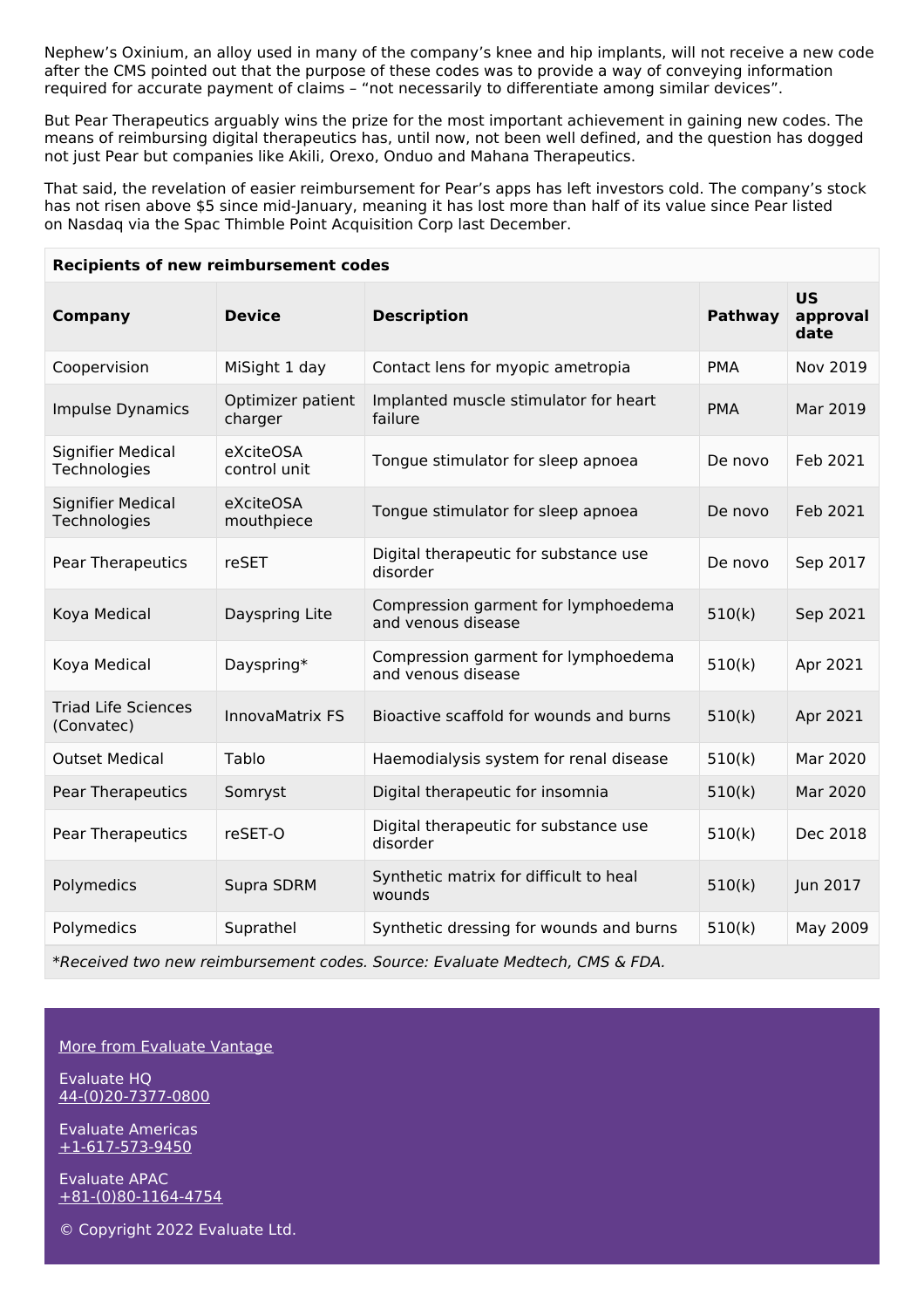Nephew's Oxinium, an alloy used in many of the company's knee and hip implants, will not receive a new code after the CMS pointed out that the purpose of these codes was to provide a way of conveying information required for accurate payment of claims – "not necessarily to differentiate among similar devices".

But Pear Therapeutics arguably wins the prize for the most important achievement in gaining new codes. The means of reimbursing digital therapeutics has, until now, not been well defined, and the question has dogged not just Pear but companies like Akili, Orexo, Onduo and Mahana Therapeutics.

That said, the revelation of easier reimbursement for Pear's apps has left investors cold. The company's stock has not risen above $5 since mid-January, meaning it has lost more than half of its value since Pear listed on Nasdaq via the Spac Thimble Point Acquisition Corp last December.

**Recipients of new reimbursement codes**

| Company | Device | Description | Pathway | US approval date |
|---|---|---|---|---|
| Coopervision | MiSight 1 day | Contact lens for myopic ametropia | PMA | Nov 2019 |
| Impulse Dynamics | Optimizer patient charger | Implanted muscle stimulator for heart failure | PMA | Mar 2019 |
| Signifier Medical Technologies | eXciteOSA control unit | Tongue stimulator for sleep apnoea | De novo | Feb 2021 |
| Signifier Medical Technologies | eXciteOSA mouthpiece | Tongue stimulator for sleep apnoea | De novo | Feb 2021 |
| Pear Therapeutics | reSET | Digital therapeutic for substance use disorder | De novo | Sep 2017 |
| Koya Medical | Dayspring Lite | Compression garment for lymphoedema and venous disease | 510(k) | Sep 2021 |
| Koya Medical | Dayspring* | Compression garment for lymphoedema and venous disease | 510(k) | Apr 2021 |
| Triad Life Sciences (Convatec) | InnovaMatrix FS | Bioactive scaffold for wounds and burns | 510(k) | Apr 2021 |
| Outset Medical | Tablo | Haemodialysis system for renal disease | 510(k) | Mar 2020 |
| Pear Therapeutics | Somryst | Digital therapeutic for insomnia | 510(k) | Mar 2020 |
| Pear Therapeutics | reSET-O | Digital therapeutic for substance use disorder | 510(k) | Dec 2018 |
| Polymedics | Supra SDRM | Synthetic matrix for difficult to heal wounds | 510(k) | Jun 2017 |
| Polymedics | Suprathel | Synthetic dressing for wounds and burns | 510(k) | May 2009 |

*\*Received two new reimbursement codes. Source: Evaluate Medtech, CMS & FDA.*

More from Evaluate Vantage

Evaluate HQ
44-(0)20-7377-0800

Evaluate Americas
+1-617-573-9450

Evaluate APAC
+81-(0)80-1164-4754

© Copyright 2022 Evaluate Ltd.